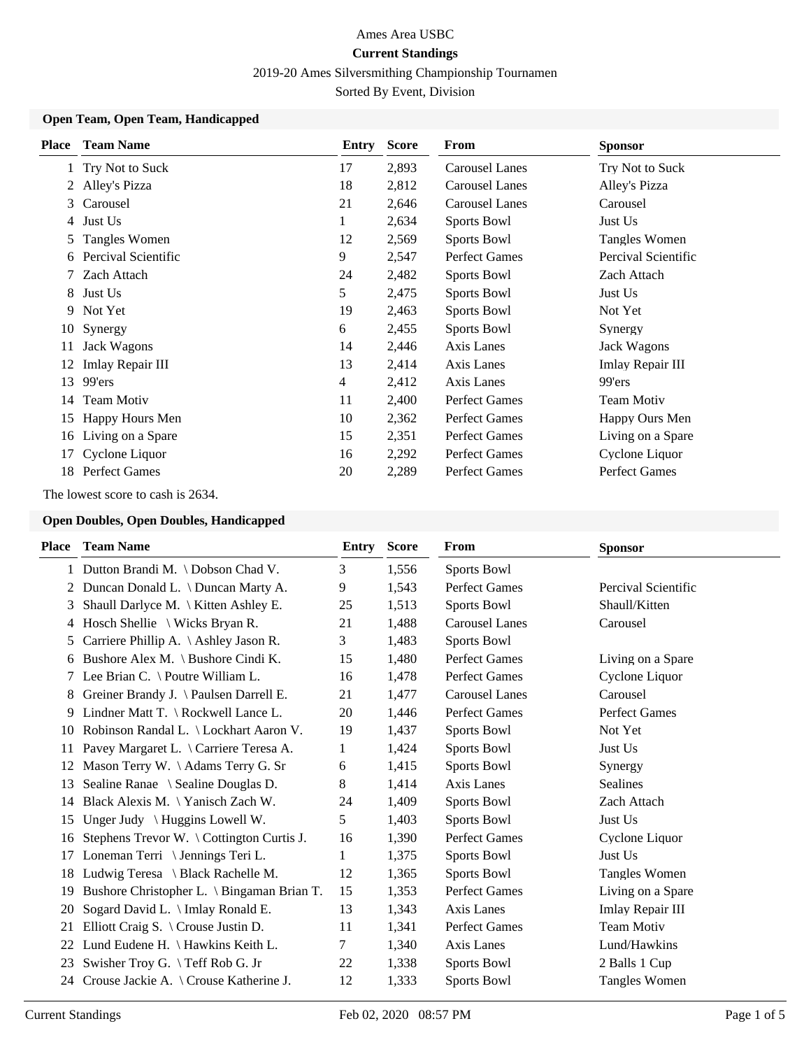Ames Area USBC

**Current Standings**

2019-20 Ames Silversmithing Championship Tournamen

Sorted By Event, Division

### Open Team, Open Team, Handicapped

| Place | Team Name | Entry | Score | From | Sponsor |
|---|---|---|---|---|---|
| 1 | Try Not to Suck | 17 | 2,893 | Carousel Lanes | Try Not to Suck |
| 2 | Alley's Pizza | 18 | 2,812 | Carousel Lanes | Alley's Pizza |
| 3 | Carousel | 21 | 2,646 | Carousel Lanes | Carousel |
| 4 | Just Us | 1 | 2,634 | Sports Bowl | Just Us |
| 5 | Tangles Women | 12 | 2,569 | Sports Bowl | Tangles Women |
| 6 | Percival Scientific | 9 | 2,547 | Perfect Games | Percival Scientific |
| 7 | Zach Attach | 24 | 2,482 | Sports Bowl | Zach Attach |
| 8 | Just Us | 5 | 2,475 | Sports Bowl | Just Us |
| 9 | Not Yet | 19 | 2,463 | Sports Bowl | Not Yet |
| 10 | Synergy | 6 | 2,455 | Sports Bowl | Synergy |
| 11 | Jack Wagons | 14 | 2,446 | Axis Lanes | Jack Wagons |
| 12 | Imlay Repair III | 13 | 2,414 | Axis Lanes | Imlay Repair III |
| 13 | 99'ers | 4 | 2,412 | Axis Lanes | 99'ers |
| 14 | Team Motiv | 11 | 2,400 | Perfect Games | Team Motiv |
| 15 | Happy Hours Men | 10 | 2,362 | Perfect Games | Happy Ours Men |
| 16 | Living on a Spare | 15 | 2,351 | Perfect Games | Living on a Spare |
| 17 | Cyclone Liquor | 16 | 2,292 | Perfect Games | Cyclone Liquor |
| 18 | Perfect Games | 20 | 2,289 | Perfect Games | Perfect Games |

The lowest score to cash is 2634.

### Open Doubles, Open Doubles, Handicapped

| Place | Team Name | Entry | Score | From | Sponsor |
|---|---|---|---|---|---|
| 1 | Dutton Brandi M. \ Dobson Chad V. | 3 | 1,556 | Sports Bowl | |
| 2 | Duncan Donald L. \ Duncan Marty A. | 9 | 1,543 | Perfect Games | Percival Scientific |
| 3 | Shaull Darlyce M. \ Kitten Ashley E. | 25 | 1,513 | Sports Bowl | Shaull/Kitten |
| 4 | Hosch Shellie \ Wicks Bryan R. | 21 | 1,488 | Carousel Lanes | Carousel |
| 5 | Carriere Phillip A. \ Ashley Jason R. | 3 | 1,483 | Sports Bowl | |
| 6 | Bushore Alex M. \ Bushore Cindi K. | 15 | 1,480 | Perfect Games | Living on a Spare |
| 7 | Lee Brian C. \ Poutre William L. | 16 | 1,478 | Perfect Games | Cyclone Liquor |
| 8 | Greiner Brandy J. \ Paulsen Darrell E. | 21 | 1,477 | Carousel Lanes | Carousel |
| 9 | Lindner Matt T. \ Rockwell Lance L. | 20 | 1,446 | Perfect Games | Perfect Games |
| 10 | Robinson Randal L. \ Lockhart Aaron V. | 19 | 1,437 | Sports Bowl | Not Yet |
| 11 | Pavey Margaret L. \ Carriere Teresa A. | 1 | 1,424 | Sports Bowl | Just Us |
| 12 | Mason Terry W. \ Adams Terry G. Sr | 6 | 1,415 | Sports Bowl | Synergy |
| 13 | Sealine Ranae \ Sealine Douglas D. | 8 | 1,414 | Axis Lanes | Sealines |
| 14 | Black Alexis M. \ Yanisch Zach W. | 24 | 1,409 | Sports Bowl | Zach Attach |
| 15 | Unger Judy \ Huggins Lowell W. | 5 | 1,403 | Sports Bowl | Just Us |
| 16 | Stephens Trevor W. \ Cottington Curtis J. | 16 | 1,390 | Perfect Games | Cyclone Liquor |
| 17 | Loneman Terri \ Jennings Teri L. | 1 | 1,375 | Sports Bowl | Just Us |
| 18 | Ludwig Teresa \ Black Rachelle M. | 12 | 1,365 | Sports Bowl | Tangles Women |
| 19 | Bushore Christopher L. \ Bingaman Brian T. | 15 | 1,353 | Perfect Games | Living on a Spare |
| 20 | Sogard David L. \ Imlay Ronald E. | 13 | 1,343 | Axis Lanes | Imlay Repair III |
| 21 | Elliott Craig S. \ Crouse Justin D. | 11 | 1,341 | Perfect Games | Team Motiv |
| 22 | Lund Eudene H. \ Hawkins Keith L. | 7 | 1,340 | Axis Lanes | Lund/Hawkins |
| 23 | Swisher Troy G. \ Teff Rob G. Jr | 22 | 1,338 | Sports Bowl | 2 Balls 1 Cup |
| 24 | Crouse Jackie A. \ Crouse Katherine J. | 12 | 1,333 | Sports Bowl | Tangles Women |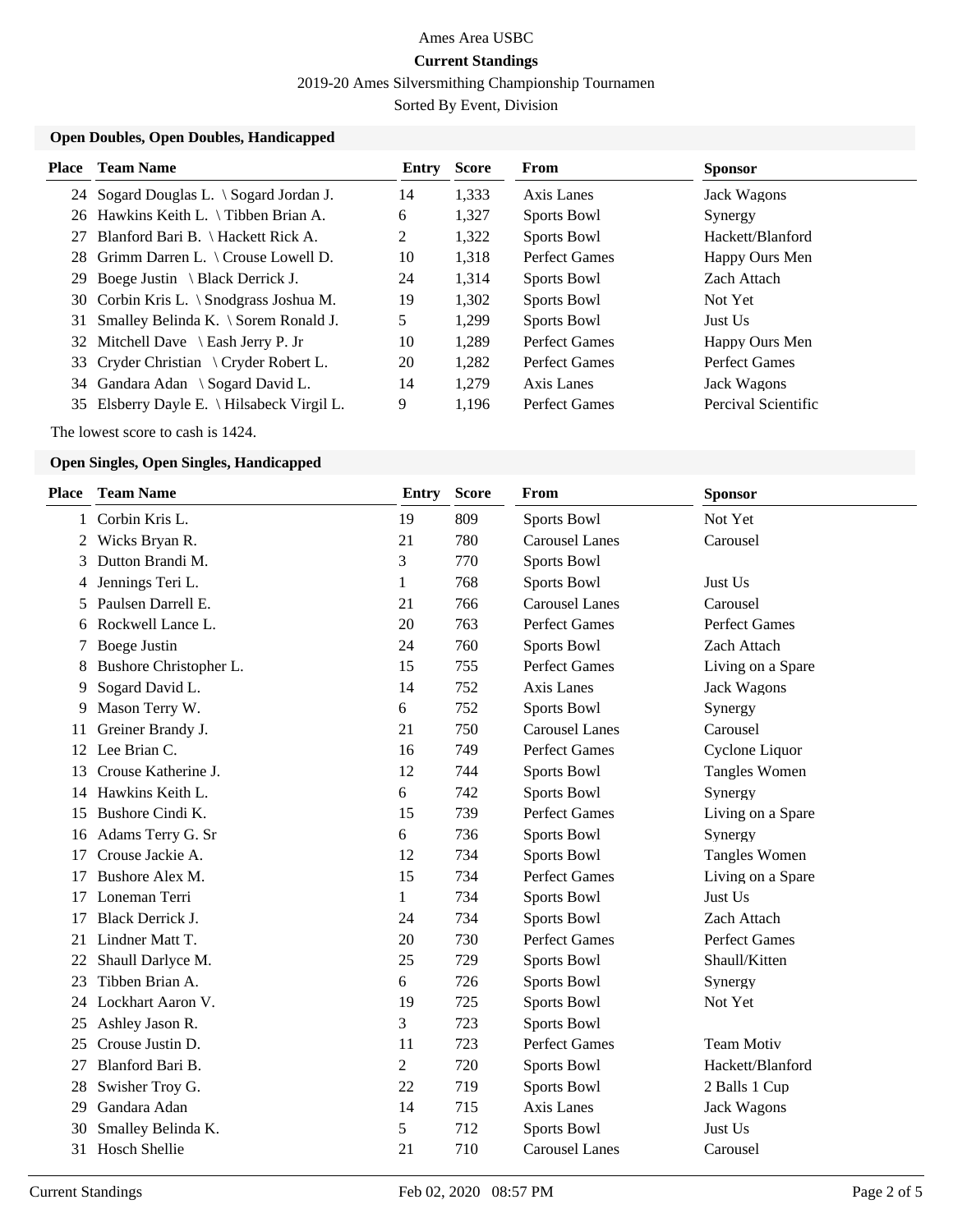Ames Area USBC

**Current Standings**

2019-20 Ames Silversmithing Championship Tournamen

Sorted By Event, Division

### Open Doubles, Open Doubles, Handicapped

| Place | Team Name | Entry | Score | From | Sponsor |
|---|---|---|---|---|---|
| 24 | Sogard Douglas L. \ Sogard Jordan J. | 14 | 1,333 | Axis Lanes | Jack Wagons |
| 26 | Hawkins Keith L. \ Tibben Brian A. | 6 | 1,327 | Sports Bowl | Synergy |
| 27 | Blanford Bari B. \ Hackett Rick A. | 2 | 1,322 | Sports Bowl | Hackett/Blanford |
| 28 | Grimm Darren L. \ Crouse Lowell D. | 10 | 1,318 | Perfect Games | Happy Ours Men |
| 29 | Boege Justin \ Black Derrick J. | 24 | 1,314 | Sports Bowl | Zach Attach |
| 30 | Corbin Kris L. \ Snodgrass Joshua M. | 19 | 1,302 | Sports Bowl | Not Yet |
| 31 | Smalley Belinda K. \ Sorem Ronald J. | 5 | 1,299 | Sports Bowl | Just Us |
| 32 | Mitchell Dave \ Eash Jerry P. Jr | 10 | 1,289 | Perfect Games | Happy Ours Men |
| 33 | Cryder Christian \ Cryder Robert L. | 20 | 1,282 | Perfect Games | Perfect Games |
| 34 | Gandara Adan \ Sogard David L. | 14 | 1,279 | Axis Lanes | Jack Wagons |
| 35 | Elsberry Dayle E. \ Hilsabeck Virgil L. | 9 | 1,196 | Perfect Games | Percival Scientific |

The lowest score to cash is 1424.

### Open Singles, Open Singles, Handicapped

| Place | Team Name | Entry | Score | From | Sponsor |
|---|---|---|---|---|---|
| 1 | Corbin Kris L. | 19 | 809 | Sports Bowl | Not Yet |
| 2 | Wicks Bryan R. | 21 | 780 | Carousel Lanes | Carousel |
| 3 | Dutton Brandi M. | 3 | 770 | Sports Bowl | |
| 4 | Jennings Teri L. | 1 | 768 | Sports Bowl | Just Us |
| 5 | Paulsen Darrell E. | 21 | 766 | Carousel Lanes | Carousel |
| 6 | Rockwell Lance L. | 20 | 763 | Perfect Games | Perfect Games |
| 7 | Boege Justin | 24 | 760 | Sports Bowl | Zach Attach |
| 8 | Bushore Christopher L. | 15 | 755 | Perfect Games | Living on a Spare |
| 9 | Sogard David L. | 14 | 752 | Axis Lanes | Jack Wagons |
| 9 | Mason Terry W. | 6 | 752 | Sports Bowl | Synergy |
| 11 | Greiner Brandy J. | 21 | 750 | Carousel Lanes | Carousel |
| 12 | Lee Brian C. | 16 | 749 | Perfect Games | Cyclone Liquor |
| 13 | Crouse Katherine J. | 12 | 744 | Sports Bowl | Tangles Women |
| 14 | Hawkins Keith L. | 6 | 742 | Sports Bowl | Synergy |
| 15 | Bushore Cindi K. | 15 | 739 | Perfect Games | Living on a Spare |
| 16 | Adams Terry G. Sr | 6 | 736 | Sports Bowl | Synergy |
| 17 | Crouse Jackie A. | 12 | 734 | Sports Bowl | Tangles Women |
| 17 | Bushore Alex M. | 15 | 734 | Perfect Games | Living on a Spare |
| 17 | Loneman Terri | 1 | 734 | Sports Bowl | Just Us |
| 17 | Black Derrick J. | 24 | 734 | Sports Bowl | Zach Attach |
| 21 | Lindner Matt T. | 20 | 730 | Perfect Games | Perfect Games |
| 22 | Shaull Darlyce M. | 25 | 729 | Sports Bowl | Shaull/Kitten |
| 23 | Tibben Brian A. | 6 | 726 | Sports Bowl | Synergy |
| 24 | Lockhart Aaron V. | 19 | 725 | Sports Bowl | Not Yet |
| 25 | Ashley Jason R. | 3 | 723 | Sports Bowl | |
| 25 | Crouse Justin D. | 11 | 723 | Perfect Games | Team Motiv |
| 27 | Blanford Bari B. | 2 | 720 | Sports Bowl | Hackett/Blanford |
| 28 | Swisher Troy G. | 22 | 719 | Sports Bowl | 2 Balls 1 Cup |
| 29 | Gandara Adan | 14 | 715 | Axis Lanes | Jack Wagons |
| 30 | Smalley Belinda K. | 5 | 712 | Sports Bowl | Just Us |
| 31 | Hosch Shellie | 21 | 710 | Carousel Lanes | Carousel |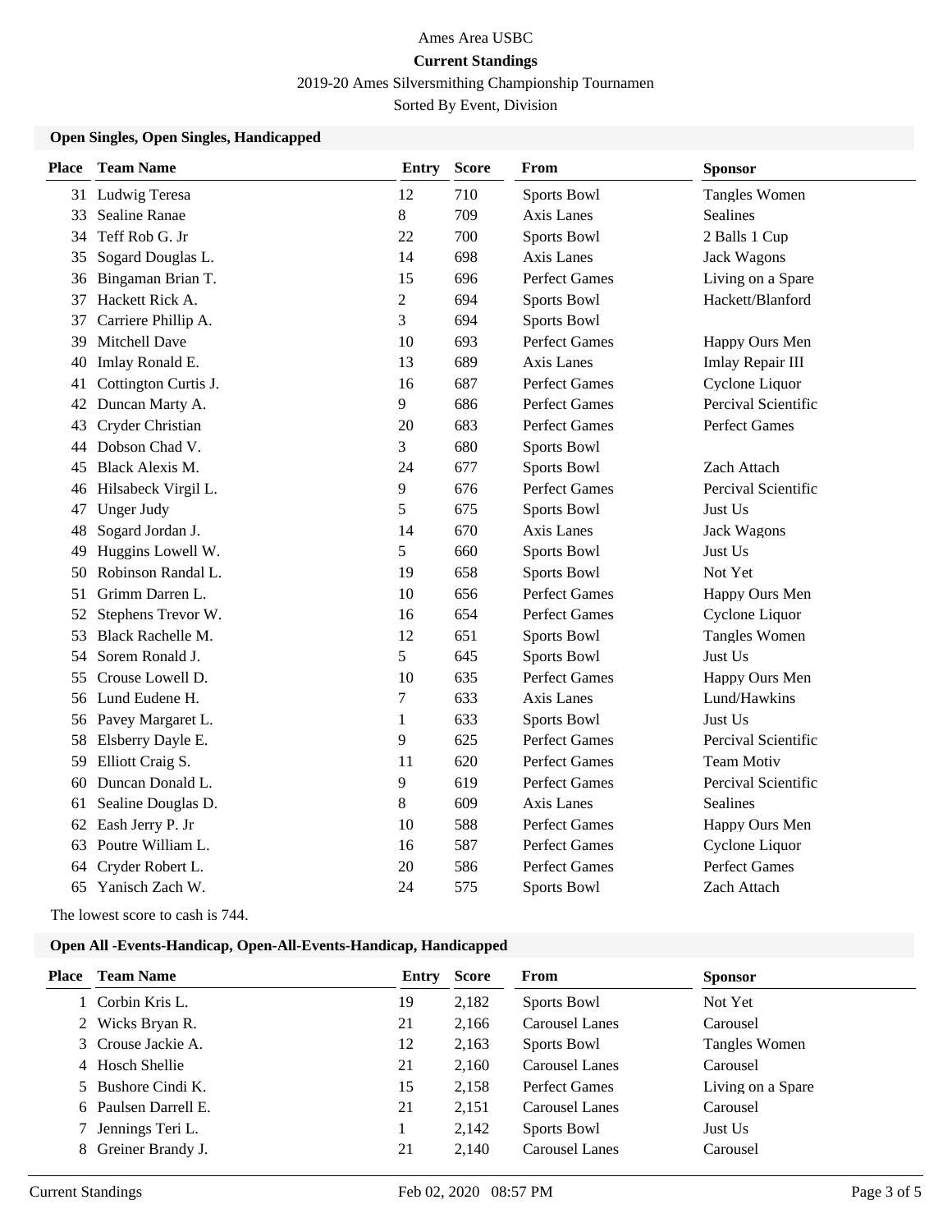Ames Area USBC

**Current Standings**

2019-20 Ames Silversmithing Championship Tournamen

Sorted By Event, Division

### Open Singles, Open Singles, Handicapped

| Place | Team Name | Entry | Score | From | Sponsor |
|---|---|---|---|---|---|
| 31 | Ludwig Teresa | 12 | 710 | Sports Bowl | Tangles Women |
| 33 | Sealine Ranae | 8 | 709 | Axis Lanes | Sealines |
| 34 | Teff Rob G. Jr | 22 | 700 | Sports Bowl | 2 Balls 1 Cup |
| 35 | Sogard Douglas L. | 14 | 698 | Axis Lanes | Jack Wagons |
| 36 | Bingaman Brian T. | 15 | 696 | Perfect Games | Living on a Spare |
| 37 | Hackett Rick A. | 2 | 694 | Sports Bowl | Hackett/Blanford |
| 37 | Carriere Phillip A. | 3 | 694 | Sports Bowl | |
| 39 | Mitchell Dave | 10 | 693 | Perfect Games | Happy Ours Men |
| 40 | Imlay Ronald E. | 13 | 689 | Axis Lanes | Imlay Repair III |
| 41 | Cottington Curtis J. | 16 | 687 | Perfect Games | Cyclone Liquor |
| 42 | Duncan Marty A. | 9 | 686 | Perfect Games | Percival Scientific |
| 43 | Cryder Christian | 20 | 683 | Perfect Games | Perfect Games |
| 44 | Dobson Chad V. | 3 | 680 | Sports Bowl | |
| 45 | Black Alexis M. | 24 | 677 | Sports Bowl | Zach Attach |
| 46 | Hilsabeck Virgil L. | 9 | 676 | Perfect Games | Percival Scientific |
| 47 | Unger Judy | 5 | 675 | Sports Bowl | Just Us |
| 48 | Sogard Jordan J. | 14 | 670 | Axis Lanes | Jack Wagons |
| 49 | Huggins Lowell W. | 5 | 660 | Sports Bowl | Just Us |
| 50 | Robinson Randal L. | 19 | 658 | Sports Bowl | Not Yet |
| 51 | Grimm Darren L. | 10 | 656 | Perfect Games | Happy Ours Men |
| 52 | Stephens Trevor W. | 16 | 654 | Perfect Games | Cyclone Liquor |
| 53 | Black Rachelle M. | 12 | 651 | Sports Bowl | Tangles Women |
| 54 | Sorem Ronald J. | 5 | 645 | Sports Bowl | Just Us |
| 55 | Crouse Lowell D. | 10 | 635 | Perfect Games | Happy Ours Men |
| 56 | Lund Eudene H. | 7 | 633 | Axis Lanes | Lund/Hawkins |
| 56 | Pavey Margaret L. | 1 | 633 | Sports Bowl | Just Us |
| 58 | Elsberry Dayle E. | 9 | 625 | Perfect Games | Percival Scientific |
| 59 | Elliott Craig S. | 11 | 620 | Perfect Games | Team Motiv |
| 60 | Duncan Donald L. | 9 | 619 | Perfect Games | Percival Scientific |
| 61 | Sealine Douglas D. | 8 | 609 | Axis Lanes | Sealines |
| 62 | Eash Jerry P. Jr | 10 | 588 | Perfect Games | Happy Ours Men |
| 63 | Poutre William L. | 16 | 587 | Perfect Games | Cyclone Liquor |
| 64 | Cryder Robert L. | 20 | 586 | Perfect Games | Perfect Games |
| 65 | Yanisch Zach W. | 24 | 575 | Sports Bowl | Zach Attach |

The lowest score to cash is 744.

### Open All -Events-Handicap, Open-All-Events-Handicap, Handicapped

| Place | Team Name | Entry | Score | From | Sponsor |
|---|---|---|---|---|---|
| 1 | Corbin Kris L. | 19 | 2,182 | Sports Bowl | Not Yet |
| 2 | Wicks Bryan R. | 21 | 2,166 | Carousel Lanes | Carousel |
| 3 | Crouse Jackie A. | 12 | 2,163 | Sports Bowl | Tangles Women |
| 4 | Hosch Shellie | 21 | 2,160 | Carousel Lanes | Carousel |
| 5 | Bushore Cindi K. | 15 | 2,158 | Perfect Games | Living on a Spare |
| 6 | Paulsen Darrell E. | 21 | 2,151 | Carousel Lanes | Carousel |
| 7 | Jennings Teri L. | 1 | 2,142 | Sports Bowl | Just Us |
| 8 | Greiner Brandy J. | 21 | 2,140 | Carousel Lanes | Carousel |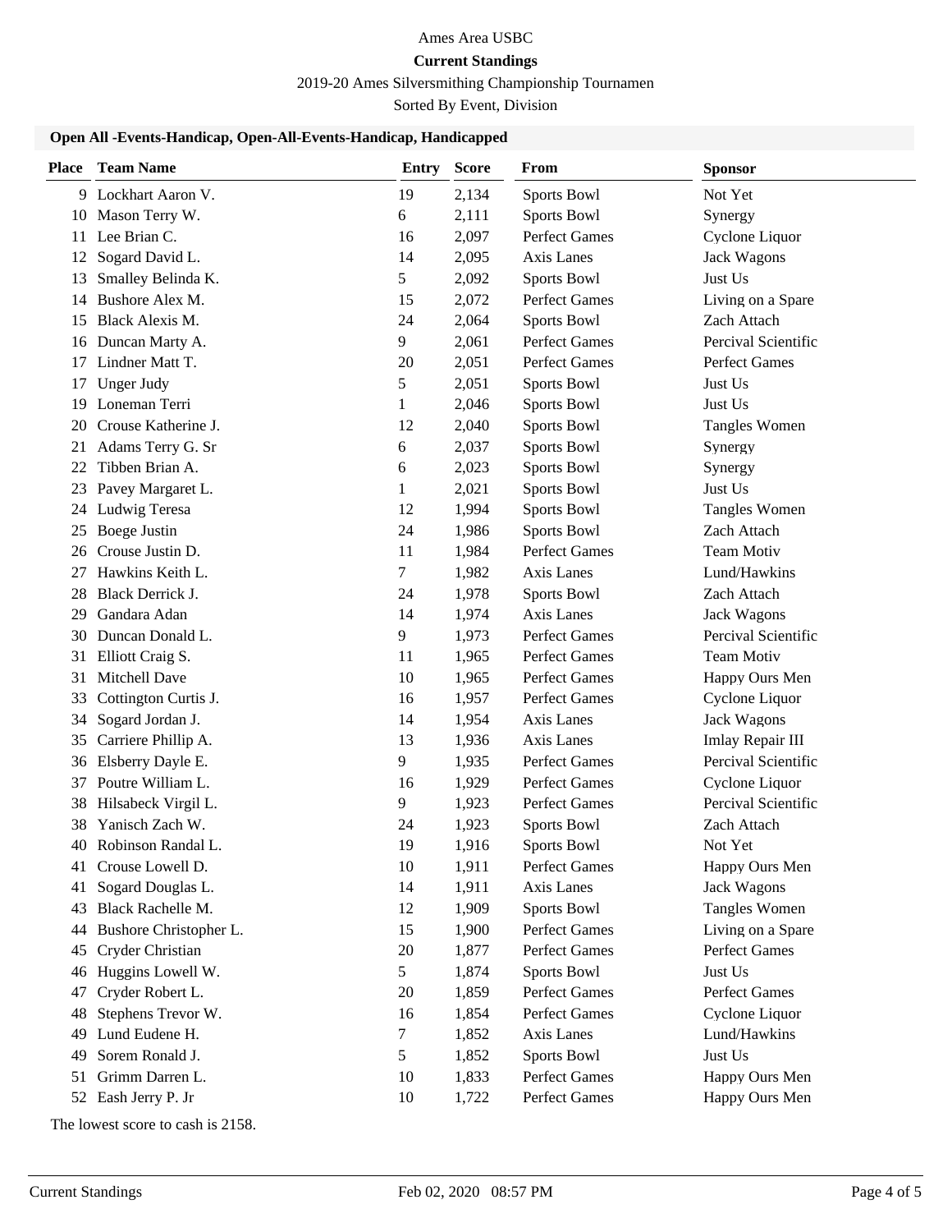Ames Area USBC

**Current Standings**

2019-20 Ames Silversmithing Championship Tournamen

Sorted By Event, Division

**Open All -Events-Handicap, Open-All-Events-Handicap, Handicapped**

| Place | Team Name | Entry | Score | From | Sponsor |
|---|---|---|---|---|---|
| 9 | Lockhart Aaron V. | 19 | 2,134 | Sports Bowl | Not Yet |
| 10 | Mason Terry W. | 6 | 2,111 | Sports Bowl | Synergy |
| 11 | Lee Brian C. | 16 | 2,097 | Perfect Games | Cyclone Liquor |
| 12 | Sogard David L. | 14 | 2,095 | Axis Lanes | Jack Wagons |
| 13 | Smalley Belinda K. | 5 | 2,092 | Sports Bowl | Just Us |
| 14 | Bushore Alex M. | 15 | 2,072 | Perfect Games | Living on a Spare |
| 15 | Black Alexis M. | 24 | 2,064 | Sports Bowl | Zach Attach |
| 16 | Duncan Marty A. | 9 | 2,061 | Perfect Games | Percival Scientific |
| 17 | Lindner Matt T. | 20 | 2,051 | Perfect Games | Perfect Games |
| 17 | Unger Judy | 5 | 2,051 | Sports Bowl | Just Us |
| 19 | Loneman Terri | 1 | 2,046 | Sports Bowl | Just Us |
| 20 | Crouse Katherine J. | 12 | 2,040 | Sports Bowl | Tangles Women |
| 21 | Adams Terry G. Sr | 6 | 2,037 | Sports Bowl | Synergy |
| 22 | Tibben Brian A. | 6 | 2,023 | Sports Bowl | Synergy |
| 23 | Pavey Margaret L. | 1 | 2,021 | Sports Bowl | Just Us |
| 24 | Ludwig Teresa | 12 | 1,994 | Sports Bowl | Tangles Women |
| 25 | Boege Justin | 24 | 1,986 | Sports Bowl | Zach Attach |
| 26 | Crouse Justin D. | 11 | 1,984 | Perfect Games | Team Motiv |
| 27 | Hawkins Keith L. | 7 | 1,982 | Axis Lanes | Lund/Hawkins |
| 28 | Black Derrick J. | 24 | 1,978 | Sports Bowl | Zach Attach |
| 29 | Gandara Adan | 14 | 1,974 | Axis Lanes | Jack Wagons |
| 30 | Duncan Donald L. | 9 | 1,973 | Perfect Games | Percival Scientific |
| 31 | Elliott Craig S. | 11 | 1,965 | Perfect Games | Team Motiv |
| 31 | Mitchell Dave | 10 | 1,965 | Perfect Games | Happy Ours Men |
| 33 | Cottington Curtis J. | 16 | 1,957 | Perfect Games | Cyclone Liquor |
| 34 | Sogard Jordan J. | 14 | 1,954 | Axis Lanes | Jack Wagons |
| 35 | Carriere Phillip A. | 13 | 1,936 | Axis Lanes | Imlay Repair III |
| 36 | Elsberry Dayle E. | 9 | 1,935 | Perfect Games | Percival Scientific |
| 37 | Poutre William L. | 16 | 1,929 | Perfect Games | Cyclone Liquor |
| 38 | Hilsabeck Virgil L. | 9 | 1,923 | Perfect Games | Percival Scientific |
| 38 | Yanisch Zach W. | 24 | 1,923 | Sports Bowl | Zach Attach |
| 40 | Robinson Randal L. | 19 | 1,916 | Sports Bowl | Not Yet |
| 41 | Crouse Lowell D. | 10 | 1,911 | Perfect Games | Happy Ours Men |
| 41 | Sogard Douglas L. | 14 | 1,911 | Axis Lanes | Jack Wagons |
| 43 | Black Rachelle M. | 12 | 1,909 | Sports Bowl | Tangles Women |
| 44 | Bushore Christopher L. | 15 | 1,900 | Perfect Games | Living on a Spare |
| 45 | Cryder Christian | 20 | 1,877 | Perfect Games | Perfect Games |
| 46 | Huggins Lowell W. | 5 | 1,874 | Sports Bowl | Just Us |
| 47 | Cryder Robert L. | 20 | 1,859 | Perfect Games | Perfect Games |
| 48 | Stephens Trevor W. | 16 | 1,854 | Perfect Games | Cyclone Liquor |
| 49 | Lund Eudene H. | 7 | 1,852 | Axis Lanes | Lund/Hawkins |
| 49 | Sorem Ronald J. | 5 | 1,852 | Sports Bowl | Just Us |
| 51 | Grimm Darren L. | 10 | 1,833 | Perfect Games | Happy Ours Men |
| 52 | Eash Jerry P. Jr | 10 | 1,722 | Perfect Games | Happy Ours Men |

The lowest score to cash is 2158.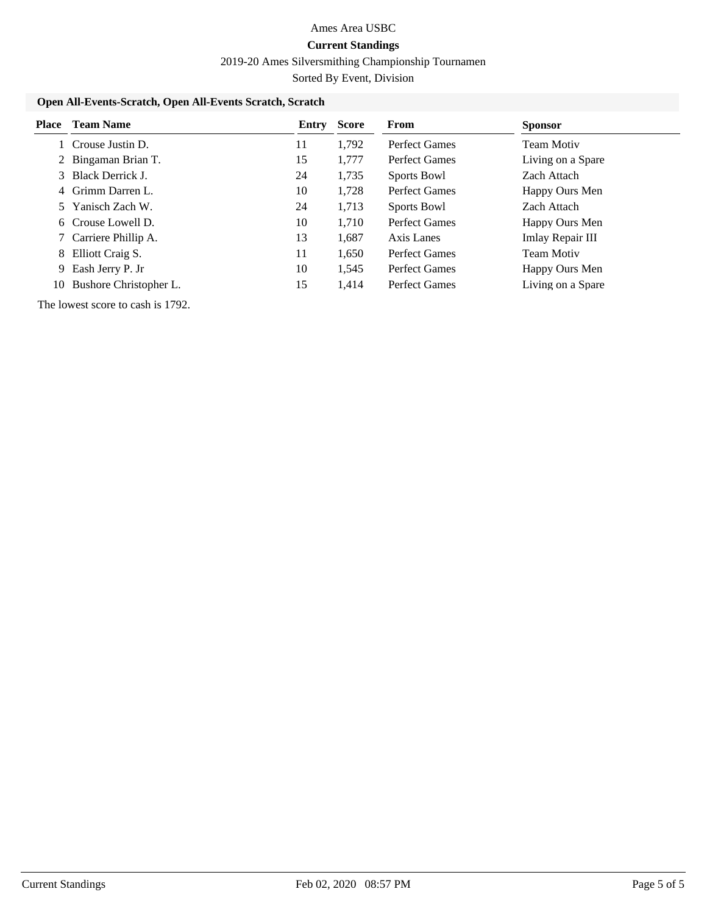Ames Area USBC

**Current Standings**

2019-20 Ames Silversmithing Championship Tournamen

Sorted By Event, Division

### Open All-Events-Scratch, Open All-Events Scratch, Scratch

| Place | Team Name | Entry | Score | From | Sponsor |
|---|---|---|---|---|---|
| 1 | Crouse Justin D. | 11 | 1,792 | Perfect Games | Team Motiv |
| 2 | Bingaman Brian T. | 15 | 1,777 | Perfect Games | Living on a Spare |
| 3 | Black Derrick J. | 24 | 1,735 | Sports Bowl | Zach Attach |
| 4 | Grimm Darren L. | 10 | 1,728 | Perfect Games | Happy Ours Men |
| 5 | Yanisch Zach W. | 24 | 1,713 | Sports Bowl | Zach Attach |
| 6 | Crouse Lowell D. | 10 | 1,710 | Perfect Games | Happy Ours Men |
| 7 | Carriere Phillip A. | 13 | 1,687 | Axis Lanes | Imlay Repair III |
| 8 | Elliott Craig S. | 11 | 1,650 | Perfect Games | Team Motiv |
| 9 | Eash Jerry P. Jr | 10 | 1,545 | Perfect Games | Happy Ours Men |
| 10 | Bushore Christopher L. | 15 | 1,414 | Perfect Games | Living on a Spare |

The lowest score to cash is 1792.